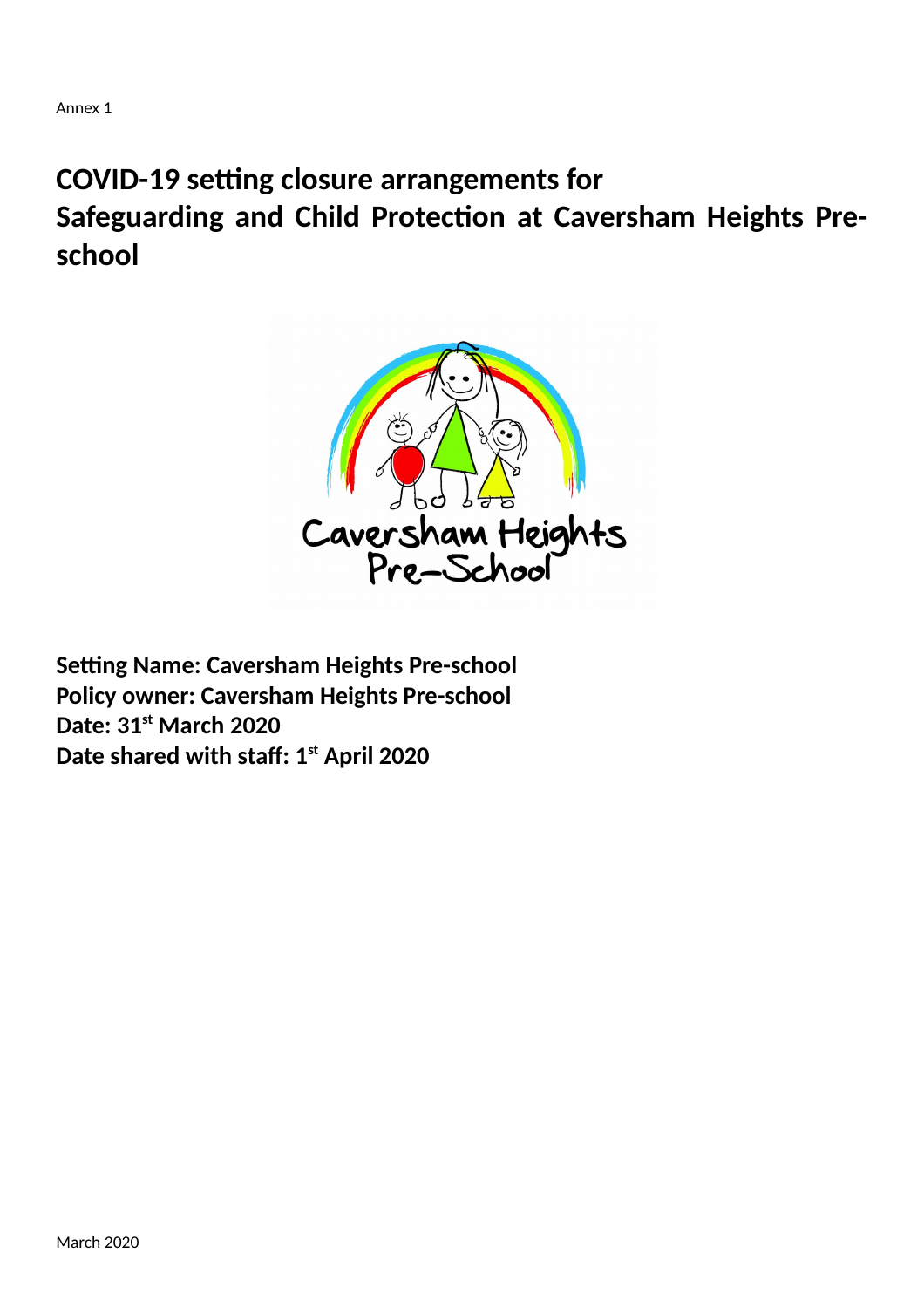Annex 1

# COVID-19 setting closure arrangements for Safeguarding and Child Protection at Caversham Heights Pre-school

**Setting Name: Caversham Heights Pre-school**
**Policy owner: Caversham Heights Pre-school**
**Date: 31st March 2020**
**Date shared with staff: 1st April 2020**

March 2020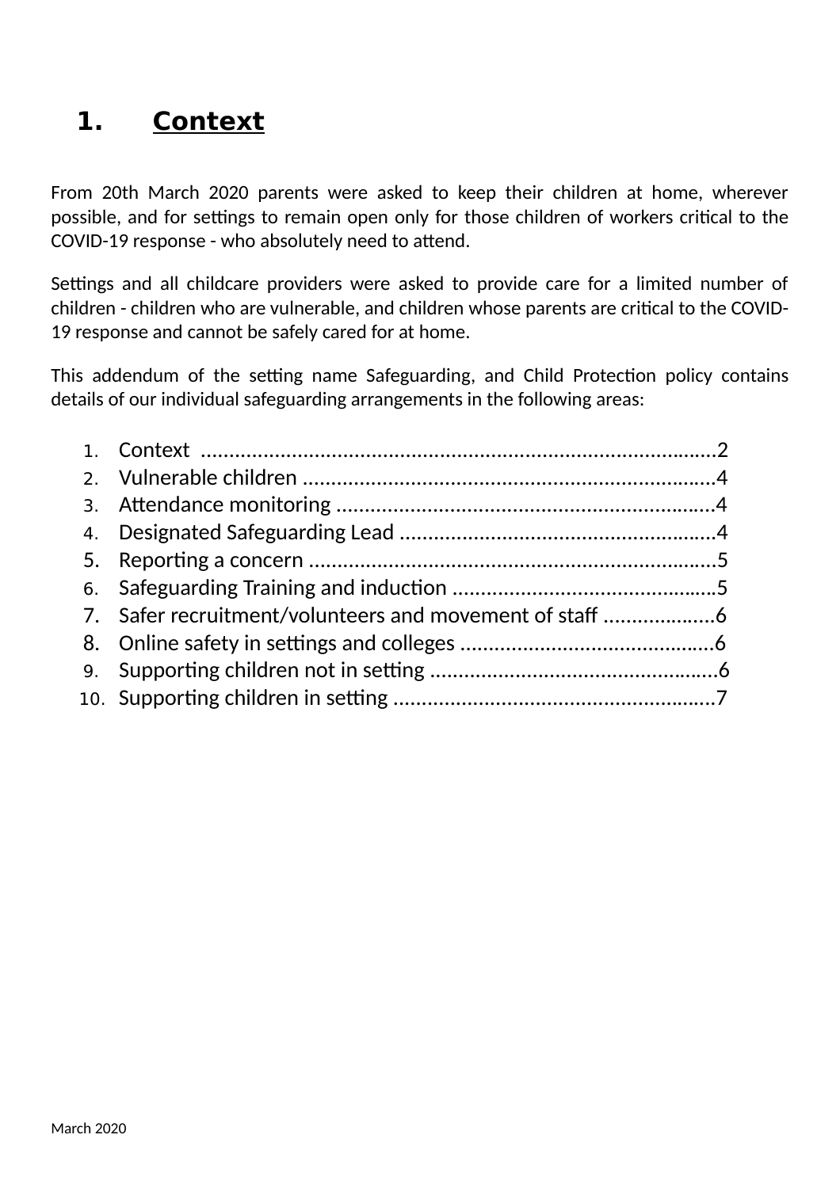## 1. Context

From 20th March 2020 parents were asked to keep their children at home, wherever possible, and for settings to remain open only for those children of workers critical to the COVID-19 response - who absolutely need to attend.

Settings and all childcare providers were asked to provide care for a limited number of children - children who are vulnerable, and children whose parents are critical to the COVID-19 response and cannot be safely cared for at home.

This addendum of the setting name Safeguarding, and Child Protection policy contains details of our individual safeguarding arrangements in the following areas:

1. Context ..........................................................................................2
2. Vulnerable children ........................................................................4
3. Attendance monitoring ...................................................................4
4. Designated Safeguarding Lead ........................................................4
5. Reporting a concern ........................................................................5
6. Safeguarding Training and induction ...............................................5
7. Safer recruitment/volunteers and movement of staff .....................6
8. Online safety in settings and colleges .............................................6
9. Supporting children not in setting ...................................................6
10. Supporting children in setting .........................................................7

March 2020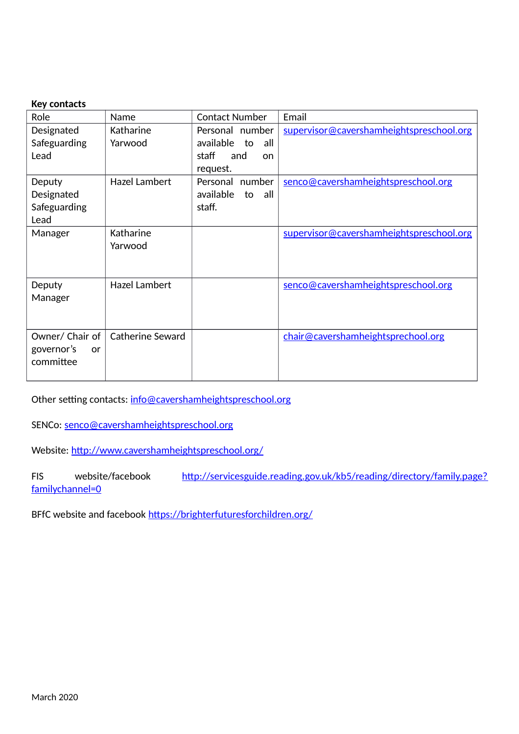**Key contacts**

| Role | Name | Contact Number | Email |
|---|---|---|---|
| Designated Safeguarding Lead | Katharine Yarwood | Personal number available to all staff and on request. | supervisor@cavershamheightspreschool.org |
| Deputy Designated Safeguarding Lead | Hazel Lambert | Personal number available to all staff. | senco@cavershamheightspreschool.org |
| Manager | Katharine Yarwood | | supervisor@cavershamheightspreschool.org |
| Deputy Manager | Hazel Lambert | | senco@cavershamheightspreschool.org |
| Owner/ Chair of governor's or committee | Catherine Seward | | chair@cavershamheightsprechool.org |

Other setting contacts: info@cavershamheightspreschool.org

SENCo: senco@cavershamheightspreschool.org

Website: http://www.cavershamheightspreschool.org/

FIS website/facebook http://servicesguide.reading.gov.uk/kb5/reading/directory/family.page?familychannel=0

BFfC website and facebook https://brighterfuturesforchildren.org/

March 2020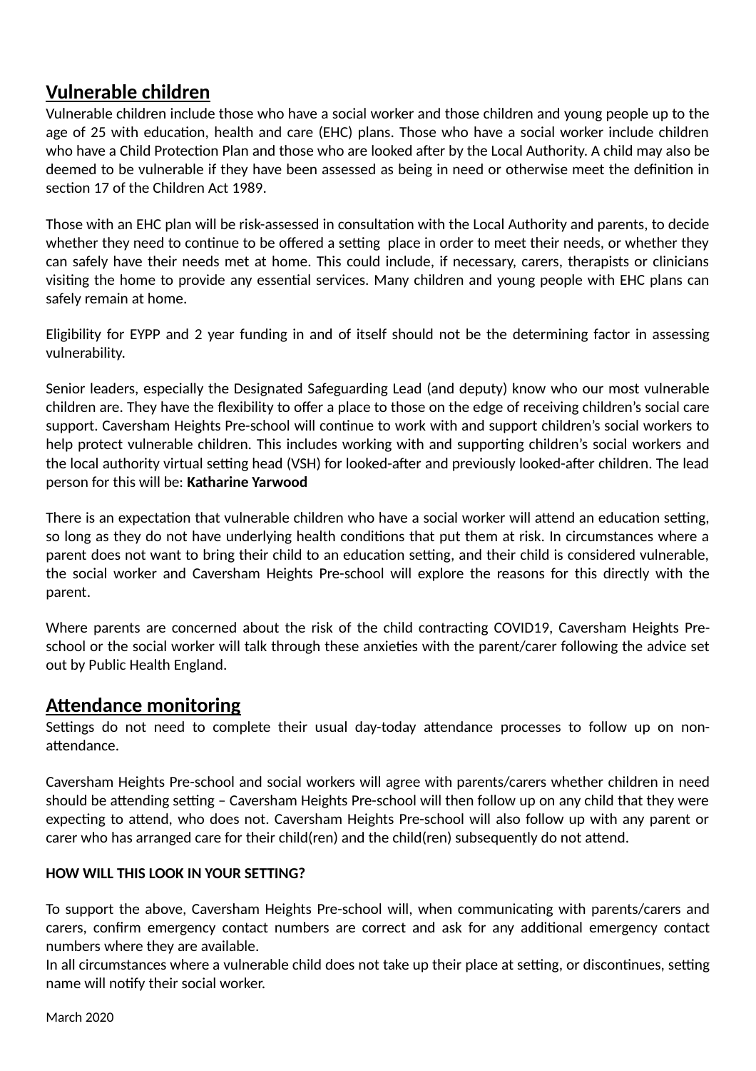## Vulnerable children

Vulnerable children include those who have a social worker and those children and young people up to the age of 25 with education, health and care (EHC) plans. Those who have a social worker include children who have a Child Protection Plan and those who are looked after by the Local Authority. A child may also be deemed to be vulnerable if they have been assessed as being in need or otherwise meet the definition in section 17 of the Children Act 1989.

Those with an EHC plan will be risk-assessed in consultation with the Local Authority and parents, to decide whether they need to continue to be offered a setting place in order to meet their needs, or whether they can safely have their needs met at home. This could include, if necessary, carers, therapists or clinicians visiting the home to provide any essential services. Many children and young people with EHC plans can safely remain at home.

Eligibility for EYPP and 2 year funding in and of itself should not be the determining factor in assessing vulnerability.

Senior leaders, especially the Designated Safeguarding Lead (and deputy) know who our most vulnerable children are. They have the flexibility to offer a place to those on the edge of receiving children's social care support. Caversham Heights Pre-school will continue to work with and support children's social workers to help protect vulnerable children. This includes working with and supporting children's social workers and the local authority virtual setting head (VSH) for looked-after and previously looked-after children. The lead person for this will be: **Katharine Yarwood**

There is an expectation that vulnerable children who have a social worker will attend an education setting, so long as they do not have underlying health conditions that put them at risk. In circumstances where a parent does not want to bring their child to an education setting, and their child is considered vulnerable, the social worker and Caversham Heights Pre-school will explore the reasons for this directly with the parent.

Where parents are concerned about the risk of the child contracting COVID19, Caversham Heights Pre-school or the social worker will talk through these anxieties with the parent/carer following the advice set out by Public Health England.

## Attendance monitoring

Settings do not need to complete their usual day-today attendance processes to follow up on non-attendance.

Caversham Heights Pre-school and social workers will agree with parents/carers whether children in need should be attending setting – Caversham Heights Pre-school will then follow up on any child that they were expecting to attend, who does not. Caversham Heights Pre-school will also follow up with any parent or carer who has arranged care for their child(ren) and the child(ren) subsequently do not attend.

**HOW WILL THIS LOOK IN YOUR SETTING?**

To support the above, Caversham Heights Pre-school will, when communicating with parents/carers and carers, confirm emergency contact numbers are correct and ask for any additional emergency contact numbers where they are available.
In all circumstances where a vulnerable child does not take up their place at setting, or discontinues, setting name will notify their social worker.

March 2020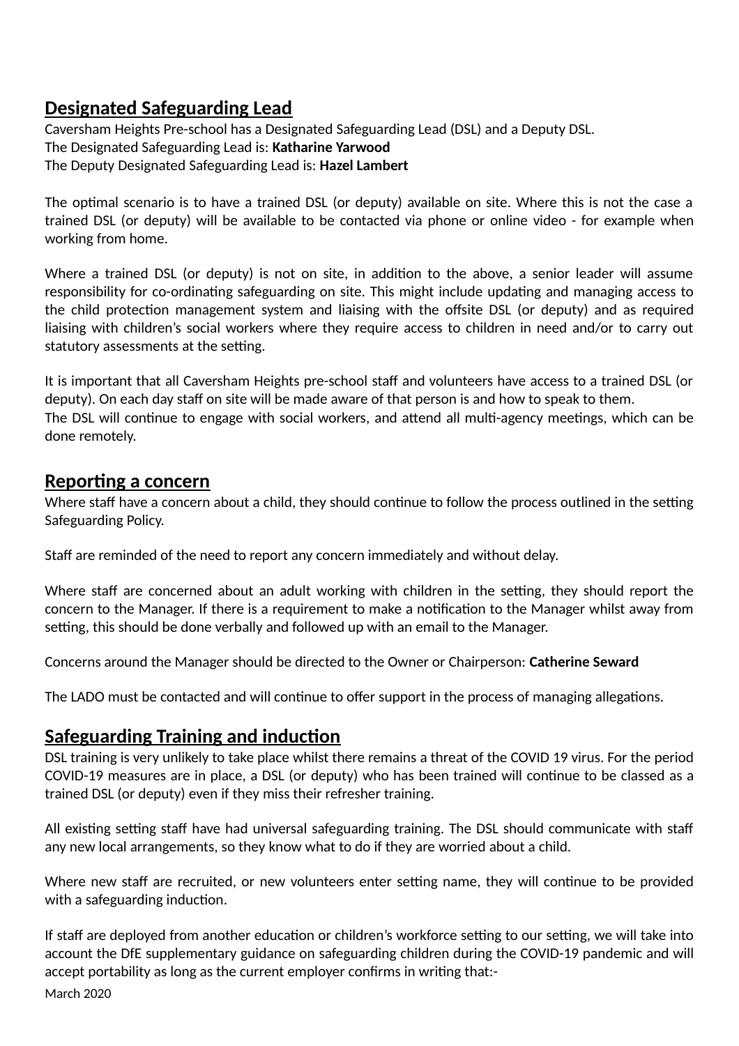## Designated Safeguarding Lead

Caversham Heights Pre-school has a Designated Safeguarding Lead (DSL) and a Deputy DSL.
The Designated Safeguarding Lead is: **Katharine Yarwood**
The Deputy Designated Safeguarding Lead is: **Hazel Lambert**

The optimal scenario is to have a trained DSL (or deputy) available on site. Where this is not the case a trained DSL (or deputy) will be available to be contacted via phone or online video - for example when working from home.

Where a trained DSL (or deputy) is not on site, in addition to the above, a senior leader will assume responsibility for co-ordinating safeguarding on site. This might include updating and managing access to the child protection management system and liaising with the offsite DSL (or deputy) and as required liaising with children's social workers where they require access to children in need and/or to carry out statutory assessments at the setting.

It is important that all Caversham Heights pre-school staff and volunteers have access to a trained DSL (or deputy). On each day staff on site will be made aware of that person is and how to speak to them.
The DSL will continue to engage with social workers, and attend all multi-agency meetings, which can be done remotely.

## Reporting a concern

Where staff have a concern about a child, they should continue to follow the process outlined in the setting Safeguarding Policy.

Staff are reminded of the need to report any concern immediately and without delay.

Where staff are concerned about an adult working with children in the setting, they should report the concern to the Manager. If there is a requirement to make a notification to the Manager whilst away from setting, this should be done verbally and followed up with an email to the Manager.

Concerns around the Manager should be directed to the Owner or Chairperson: **Catherine Seward**

The LADO must be contacted and will continue to offer support in the process of managing allegations.

## Safeguarding Training and induction

DSL training is very unlikely to take place whilst there remains a threat of the COVID 19 virus. For the period COVID-19 measures are in place, a DSL (or deputy) who has been trained will continue to be classed as a trained DSL (or deputy) even if they miss their refresher training.

All existing setting staff have had universal safeguarding training. The DSL should communicate with staff any new local arrangements, so they know what to do if they are worried about a child.

Where new staff are recruited, or new volunteers enter setting name, they will continue to be provided with a safeguarding induction.

If staff are deployed from another education or children's workforce setting to our setting, we will take into account the DfE supplementary guidance on safeguarding children during the COVID-19 pandemic and will accept portability as long as the current employer confirms in writing that:-

March 2020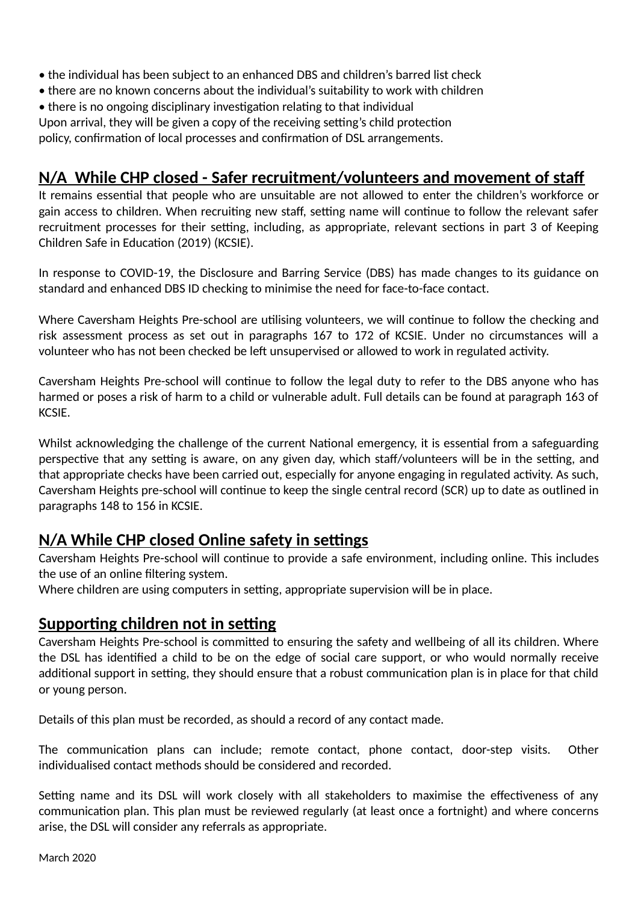- the individual has been subject to an enhanced DBS and children's barred list check
- there are no known concerns about the individual's suitability to work with children
- there is no ongoing disciplinary investigation relating to that individual

Upon arrival, they will be given a copy of the receiving setting's child protection policy, confirmation of local processes and confirmation of DSL arrangements.

## N/A While CHP closed - Safer recruitment/volunteers and movement of staff

It remains essential that people who are unsuitable are not allowed to enter the children's workforce or gain access to children. When recruiting new staff, setting name will continue to follow the relevant safer recruitment processes for their setting, including, as appropriate, relevant sections in part 3 of Keeping Children Safe in Education (2019) (KCSIE).

In response to COVID-19, the Disclosure and Barring Service (DBS) has made changes to its guidance on standard and enhanced DBS ID checking to minimise the need for face-to-face contact.

Where Caversham Heights Pre-school are utilising volunteers, we will continue to follow the checking and risk assessment process as set out in paragraphs 167 to 172 of KCSIE. Under no circumstances will a volunteer who has not been checked be left unsupervised or allowed to work in regulated activity.

Caversham Heights Pre-school will continue to follow the legal duty to refer to the DBS anyone who has harmed or poses a risk of harm to a child or vulnerable adult. Full details can be found at paragraph 163 of KCSIE.

Whilst acknowledging the challenge of the current National emergency, it is essential from a safeguarding perspective that any setting is aware, on any given day, which staff/volunteers will be in the setting, and that appropriate checks have been carried out, especially for anyone engaging in regulated activity. As such, Caversham Heights pre-school will continue to keep the single central record (SCR) up to date as outlined in paragraphs 148 to 156 in KCSIE.

## N/A While CHP closed Online safety in settings

Caversham Heights Pre-school will continue to provide a safe environment, including online. This includes the use of an online filtering system.
Where children are using computers in setting, appropriate supervision will be in place.

## Supporting children not in setting

Caversham Heights Pre-school is committed to ensuring the safety and wellbeing of all its children. Where the DSL has identified a child to be on the edge of social care support, or who would normally receive additional support in setting, they should ensure that a robust communication plan is in place for that child or young person.

Details of this plan must be recorded, as should a record of any contact made.

The communication plans can include; remote contact, phone contact, door-step visits. Other individualised contact methods should be considered and recorded.

Setting name and its DSL will work closely with all stakeholders to maximise the effectiveness of any communication plan. This plan must be reviewed regularly (at least once a fortnight) and where concerns arise, the DSL will consider any referrals as appropriate.

March 2020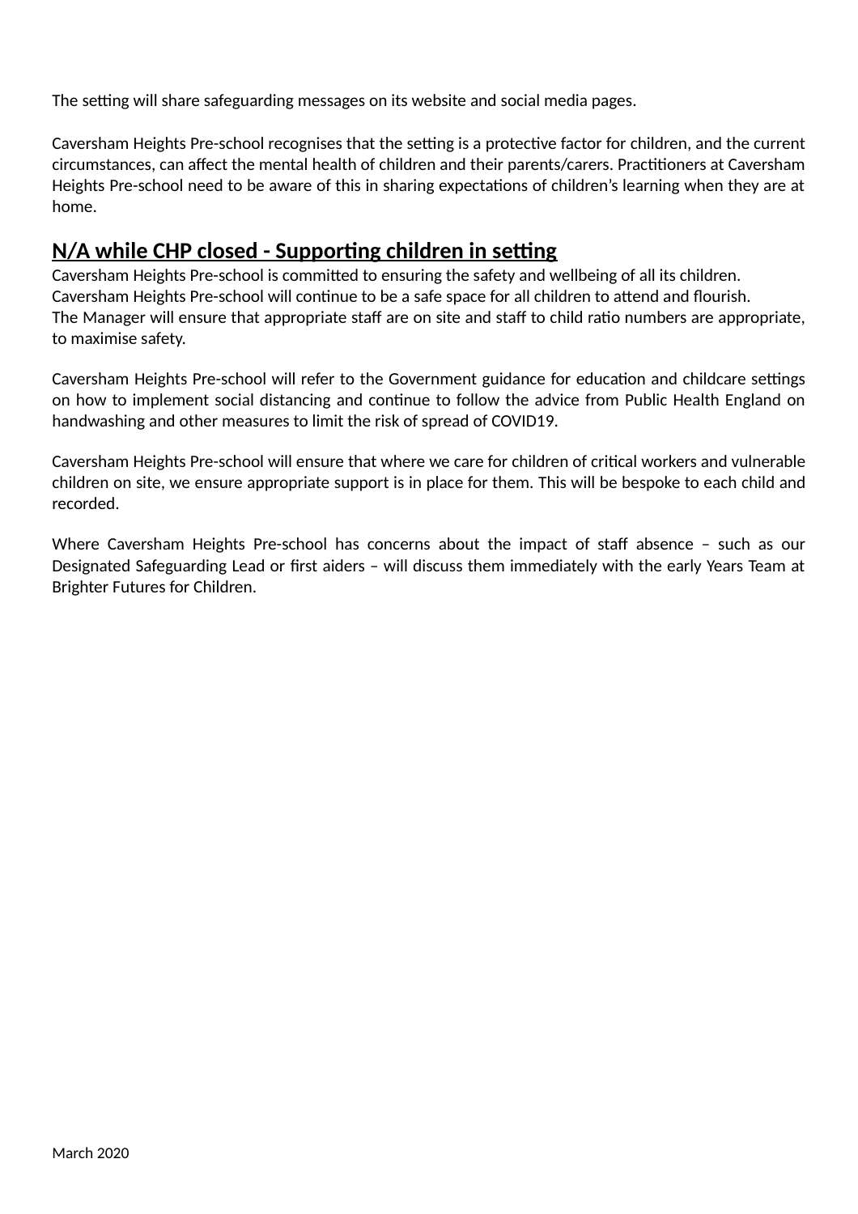The setting will share safeguarding messages on its website and social media pages.

Caversham Heights Pre-school recognises that the setting is a protective factor for children, and the current circumstances, can affect the mental health of children and their parents/carers. Practitioners at Caversham Heights Pre-school need to be aware of this in sharing expectations of children's learning when they are at home.

## N/A while CHP closed - Supporting children in setting

Caversham Heights Pre-school is committed to ensuring the safety and wellbeing of all its children.
Caversham Heights Pre-school will continue to be a safe space for all children to attend and flourish.
The Manager will ensure that appropriate staff are on site and staff to child ratio numbers are appropriate, to maximise safety.

Caversham Heights Pre-school will refer to the Government guidance for education and childcare settings on how to implement social distancing and continue to follow the advice from Public Health England on handwashing and other measures to limit the risk of spread of COVID19.

Caversham Heights Pre-school will ensure that where we care for children of critical workers and vulnerable children on site, we ensure appropriate support is in place for them. This will be bespoke to each child and recorded.

Where Caversham Heights Pre-school has concerns about the impact of staff absence – such as our Designated Safeguarding Lead or first aiders – will discuss them immediately with the early Years Team at Brighter Futures for Children.

March 2020